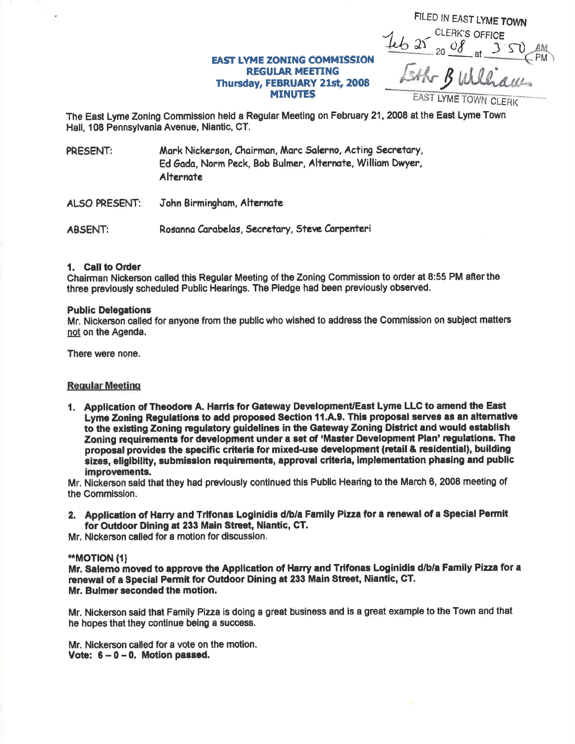FILED IN EAST LYME TOWN CLERK'S OFFICE
Feb 25 20 08 at 3:50 PM
Esther B Williams
EAST LYME TOWN CLERK

**EAST LYME ZONING COMMISSION**
**REGULAR MEETING**
**Thursday, FEBRUARY 21st, 2008**
**MINUTES**

The East Lyme Zoning Commission held a Regular Meeting on February 21, 2008 at the East Lyme Town Hall, 108 Pennsylvania Avenue, Niantic, CT.

PRESENT: Mark Nickerson, Chairman, Marc Salerno, Acting Secretary, Ed Gada, Norm Peck, Bob Bulmer, Alternate, William Dwyer, Alternate

ALSO PRESENT: John Birmingham, Alternate

ABSENT: Rosanna Carabelas, Secretary, Steve Carpenteri

**1. Call to Order**

Chairman Nickerson called this Regular Meeting of the Zoning Commission to order at 8:55 PM after the three previously scheduled Public Hearings. The Pledge had been previously observed.

**Public Delegations**

Mr. Nickerson called for anyone from the public who wished to address the Commission on subject matters not on the Agenda.

There were none.

**Regular Meeting**

1. **Application of Theodore A. Harris for Gateway Development/East Lyme LLC to amend the East Lyme Zoning Regulations to add proposed Section 11.A.9. This proposal serves as an alternative to the existing Zoning regulatory guidelines in the Gateway Zoning District and would establish Zoning requirements for development under a set of 'Master Development Plan' regulations. The proposal provides the specific criteria for mixed-use development (retail & residential), building sizes, eligibility, submission requirements, approval criteria, implementation phasing and public improvements.**

Mr. Nickerson said that they had previously continued this Public Hearing to the March 6, 2008 meeting of the Commission.

2. **Application of Harry and Trifonas Loginidis d/b/a Family Pizza for a renewal of a Special Permit for Outdoor Dining at 233 Main Street, Niantic, CT.**

Mr. Nickerson called for a motion for discussion.

****MOTION (1)**
**Mr. Salerno moved to approve the Application of Harry and Trifonas Loginidis d/b/a Family Pizza for a renewal of a Special Permit for Outdoor Dining at 233 Main Street, Niantic, CT.**
**Mr. Bulmer seconded the motion.**

Mr. Nickerson said that Family Pizza is doing a great business and is a great example to the Town and that he hopes that they continue being a success.

Mr. Nickerson called for a vote on the motion.
**Vote: 6 – 0 – 0. Motion passed.**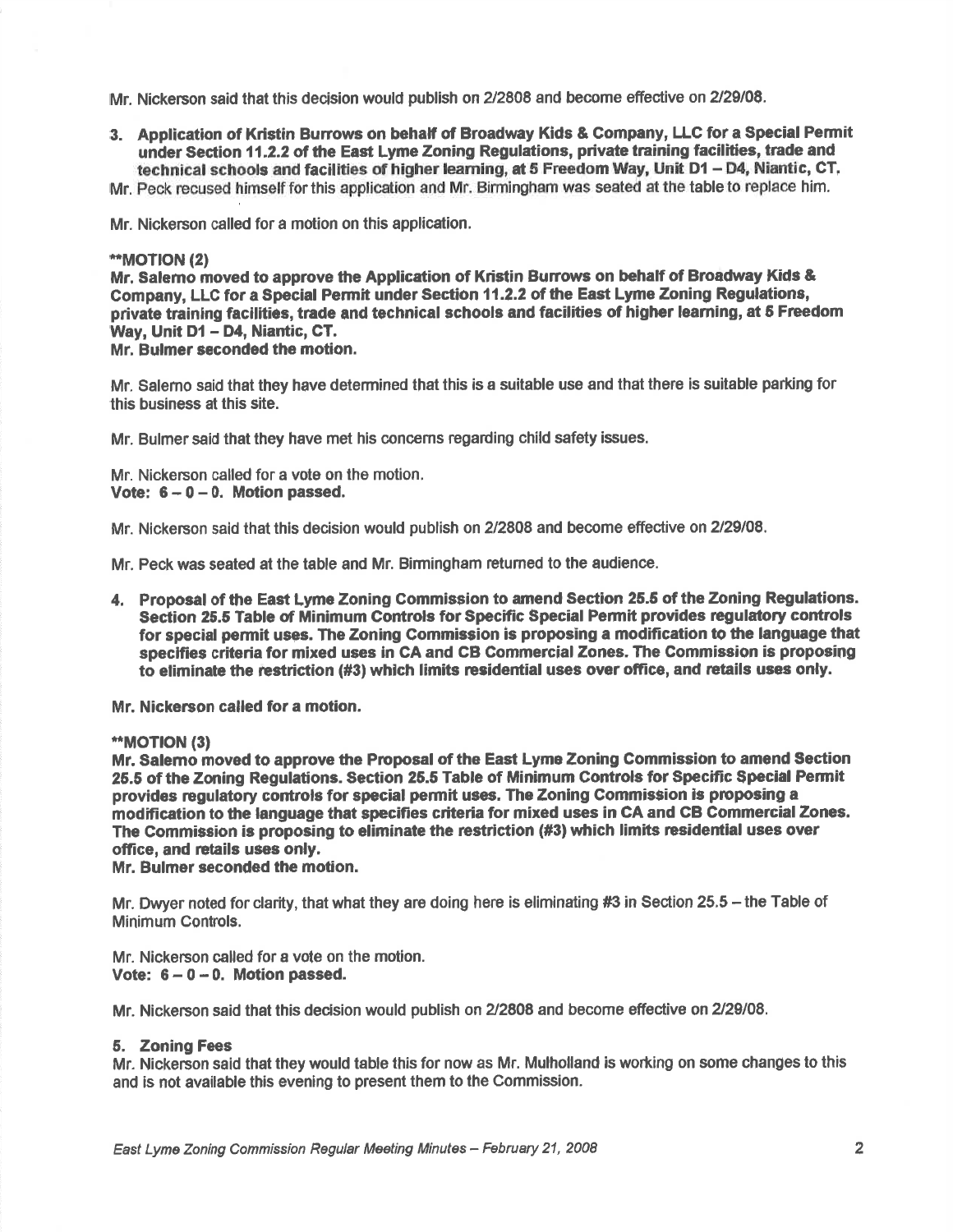Mr. Nickerson said that this decision would publish on 2/2808 and become effective on 2/29/08.

3. **Application of Kristin Burrows on behalf of Broadway Kids & Company, LLC for a Special Permit under Section 11.2.2 of the East Lyme Zoning Regulations, private training facilities, trade and technical schools and facilities of higher learning, at 5 Freedom Way, Unit D1 – D4, Niantic, CT.**

Mr. Peck recused himself for this application and Mr. Birmingham was seated at the table to replace him.

Mr. Nickerson called for a motion on this application.

****MOTION (2)**
**Mr. Salerno moved to approve the Application of Kristin Burrows on behalf of Broadway Kids & Company, LLC for a Special Permit under Section 11.2.2 of the East Lyme Zoning Regulations, private training facilities, trade and technical schools and facilities of higher learning, at 5 Freedom Way, Unit D1 – D4, Niantic, CT.**
**Mr. Bulmer seconded the motion.**

Mr. Salerno said that they have determined that this is a suitable use and that there is suitable parking for this business at this site.

Mr. Bulmer said that they have met his concerns regarding child safety issues.

Mr. Nickerson called for a vote on the motion.
**Vote: 6 – 0 – 0. Motion passed.**

Mr. Nickerson said that this decision would publish on 2/2808 and become effective on 2/29/08.

Mr. Peck was seated at the table and Mr. Birmingham returned to the audience.

4. **Proposal of the East Lyme Zoning Commission to amend Section 25.5 of the Zoning Regulations. Section 25.5 Table of Minimum Controls for Specific Special Permit provides regulatory controls for special permit uses. The Zoning Commission is proposing a modification to the language that specifies criteria for mixed uses in CA and CB Commercial Zones. The Commission is proposing to eliminate the restriction (#3) which limits residential uses over office, and retails uses only.**

**Mr. Nickerson called for a motion.**

****MOTION (3)**
**Mr. Salerno moved to approve the Proposal of the East Lyme Zoning Commission to amend Section 25.5 of the Zoning Regulations. Section 25.5 Table of Minimum Controls for Specific Special Permit provides regulatory controls for special permit uses. The Zoning Commission is proposing a modification to the language that specifies criteria for mixed uses in CA and CB Commercial Zones. The Commission is proposing to eliminate the restriction (#3) which limits residential uses over office, and retails uses only.**
**Mr. Bulmer seconded the motion.**

Mr. Dwyer noted for clarity, that what they are doing here is eliminating #3 in Section 25.5 – the Table of Minimum Controls.

Mr. Nickerson called for a vote on the motion.
**Vote: 6 – 0 – 0. Motion passed.**

Mr. Nickerson said that this decision would publish on 2/2808 and become effective on 2/29/08.

5. **Zoning Fees**

Mr. Nickerson said that they would table this for now as Mr. Mulholland is working on some changes to this and is not available this evening to present them to the Commission.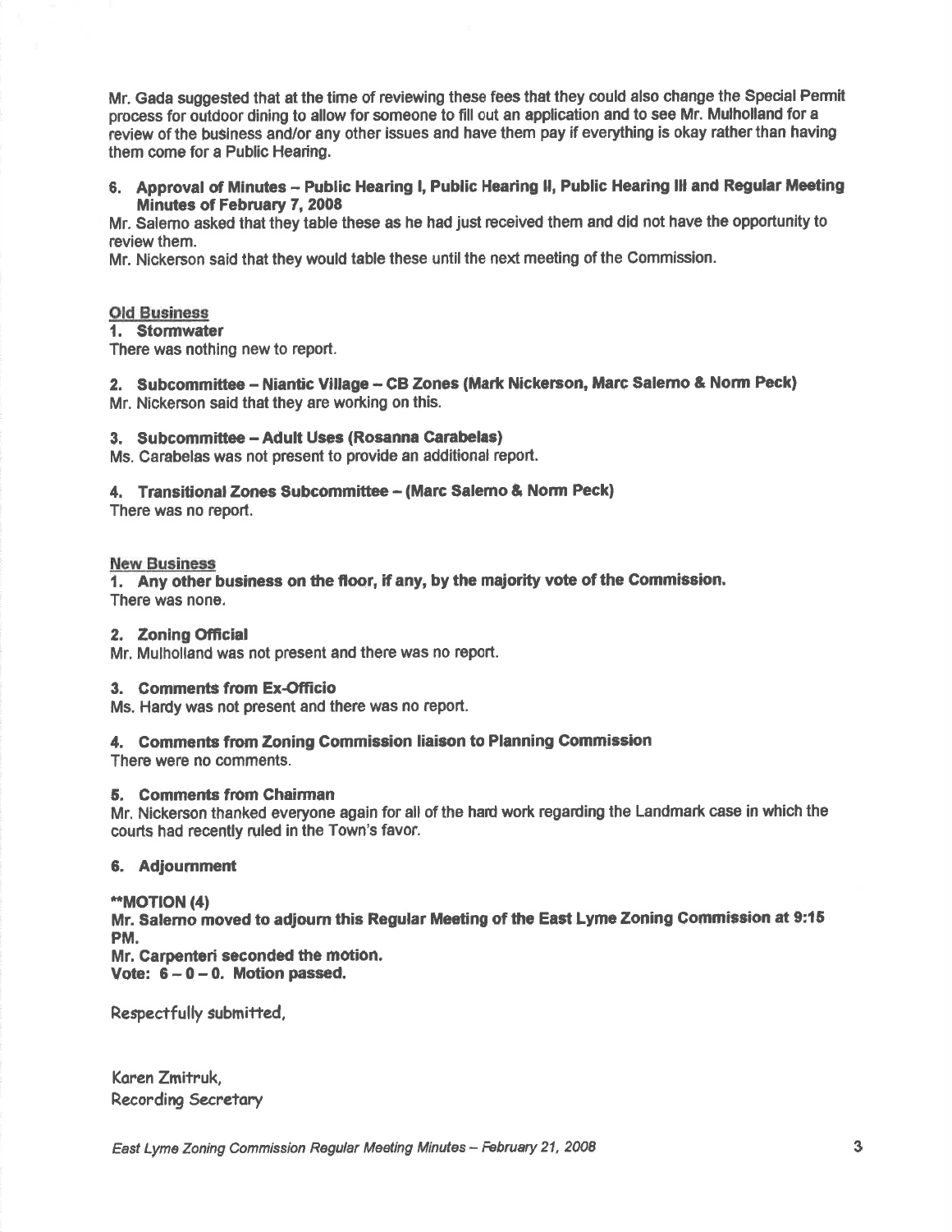Mr. Gada suggested that at the time of reviewing these fees that they could also change the Special Permit process for outdoor dining to allow for someone to fill out an application and to see Mr. Mulholland for a review of the business and/or any other issues and have them pay if everything is okay rather than having them come for a Public Hearing.

**6. Approval of Minutes – Public Hearing I, Public Hearing II, Public Hearing III and Regular Meeting Minutes of February 7, 2008**

Mr. Salerno asked that they table these as he had just received them and did not have the opportunity to review them.

Mr. Nickerson said that they would table these until the next meeting of the Commission.

## Old Business

**1. Stormwater**

There was nothing new to report.

**2. Subcommittee – Niantic Village – CB Zones (Mark Nickerson, Marc Salerno & Norm Peck)**

Mr. Nickerson said that they are working on this.

**3. Subcommittee – Adult Uses (Rosanna Carabelas)**

Ms. Carabelas was not present to provide an additional report.

**4. Transitional Zones Subcommittee – (Marc Salerno & Norm Peck)**

There was no report.

## New Business

**1. Any other business on the floor, if any, by the majority vote of the Commission.**

There was none.

**2. Zoning Official**

Mr. Mulholland was not present and there was no report.

**3. Comments from Ex-Officio**

Ms. Hardy was not present and there was no report.

**4. Comments from Zoning Commission liaison to Planning Commission**

There were no comments.

**5. Comments from Chairman**

Mr. Nickerson thanked everyone again for all of the hard work regarding the Landmark case in which the courts had recently ruled in the Town's favor.

**6. Adjournment**

****MOTION (4)**
**Mr. Salerno moved to adjourn this Regular Meeting of the East Lyme Zoning Commission at 9:15 PM.**
**Mr. Carpenteri seconded the motion.**
**Vote: 6 – 0 – 0. Motion passed.**

Respectfully submitted,

Karen Zmitruk,
Recording Secretary